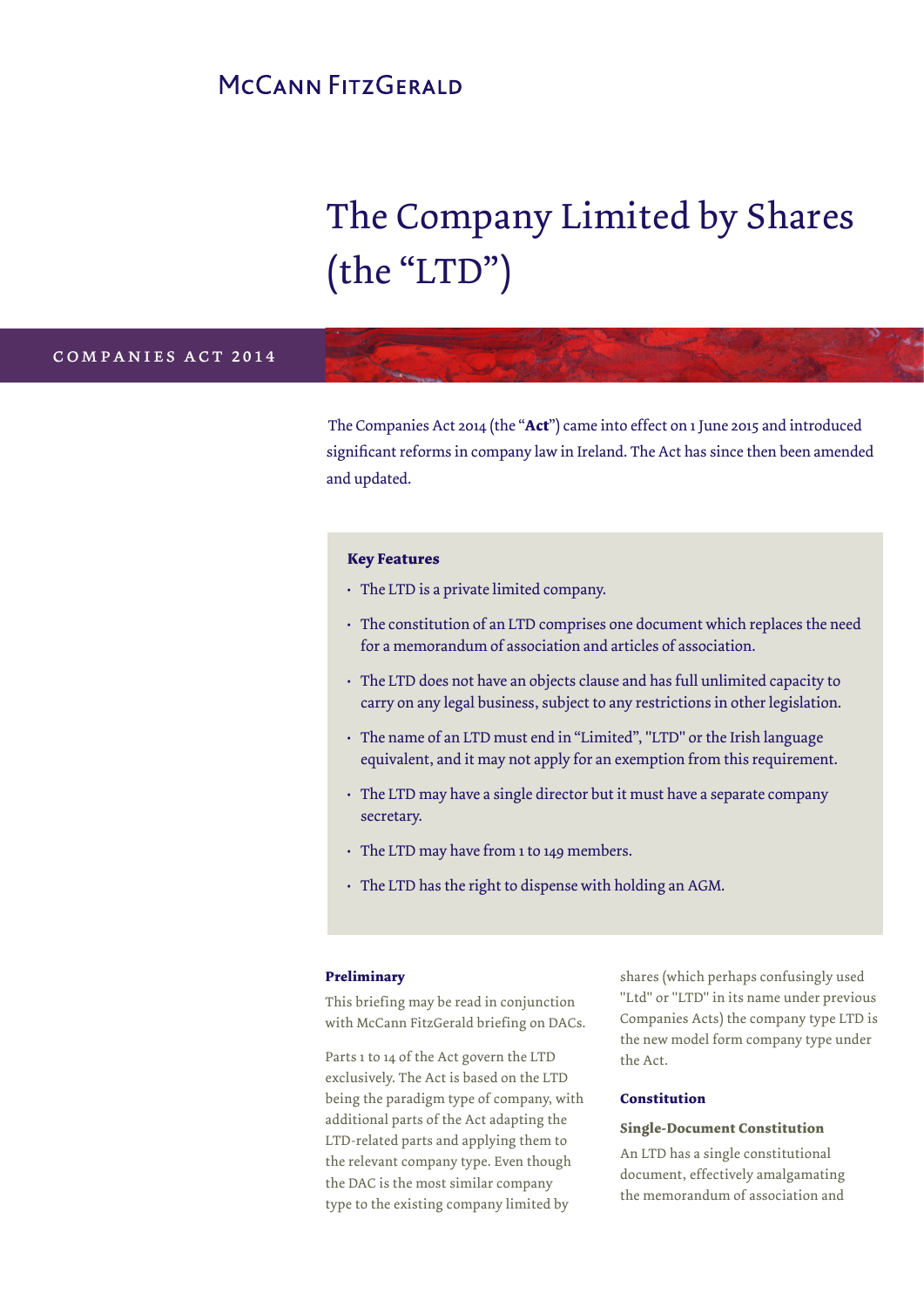McCann FitzGerald

# The Company Limited by Shares (the "LTD")

COMPANIES ACT 2014

The Companies Act 2014 (the "**Act**") came into effect on 1 June 2015 and introduced significant reforms in company law in Ireland. The Act has since then been amended and updated.

**Key Features**

- The LTD is a private limited company.
- The constitution of an LTD comprises one document which replaces the need for a memorandum of association and articles of association.
- The LTD does not have an objects clause and has full unlimited capacity to carry on any legal business, subject to any restrictions in other legislation.
- The name of an LTD must end in "Limited", "LTD" or the Irish language equivalent, and it may not apply for an exemption from this requirement.
- The LTD may have a single director but it must have a separate company secretary.
- The LTD may have from 1 to 149 members.
- The LTD has the right to dispense with holding an AGM.

### Preliminary

This briefing may be read in conjunction with McCann FitzGerald briefing on DACs.

Parts 1 to 14 of the Act govern the LTD exclusively. The Act is based on the LTD being the paradigm type of company, with additional parts of the Act adapting the LTD-related parts and applying them to the relevant company type. Even though the DAC is the most similar company type to the existing company limited by shares (which perhaps confusingly used "Ltd" or "LTD" in its name under previous Companies Acts) the company type LTD is the new model form company type under the Act.

### Constitution

#### Single-Document Constitution

An LTD has a single constitutional document, effectively amalgamating the memorandum of association and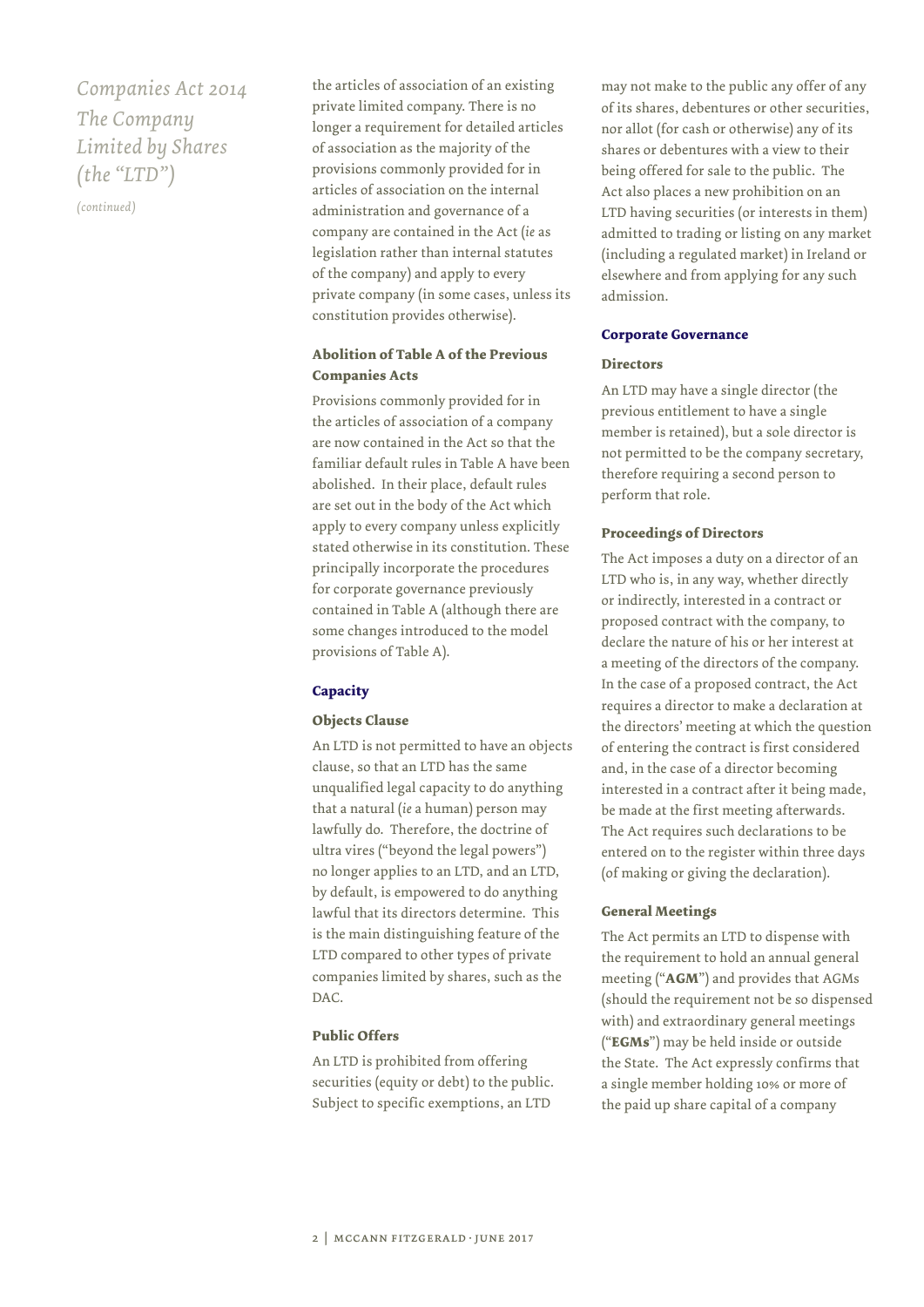*Companies Act 2014 The Company Limited by Shares (the "LTD")*

*(continued)*

the articles of association of an existing private limited company. There is no longer a requirement for detailed articles of association as the majority of the provisions commonly provided for in articles of association on the internal administration and governance of a company are contained in the Act (*ie* as legislation rather than internal statutes of the company) and apply to every private company (in some cases, unless its constitution provides otherwise).

### Abolition of Table A of the Previous Companies Acts

Provisions commonly provided for in the articles of association of a company are now contained in the Act so that the familiar default rules in Table A have been abolished. In their place, default rules are set out in the body of the Act which apply to every company unless explicitly stated otherwise in its constitution. These principally incorporate the procedures for corporate governance previously contained in Table A (although there are some changes introduced to the model provisions of Table A).

## Capacity

### Objects Clause

An LTD is not permitted to have an objects clause, so that an LTD has the same unqualified legal capacity to do anything that a natural (*ie* a human) person may lawfully do. Therefore, the doctrine of ultra vires ("beyond the legal powers") no longer applies to an LTD, and an LTD, by default, is empowered to do anything lawful that its directors determine. This is the main distinguishing feature of the LTD compared to other types of private companies limited by shares, such as the DAC.

### Public Offers

An LTD is prohibited from offering securities (equity or debt) to the public. Subject to specific exemptions, an LTD may not make to the public any offer of any of its shares, debentures or other securities, nor allot (for cash or otherwise) any of its shares or debentures with a view to their being offered for sale to the public. The Act also places a new prohibition on an LTD having securities (or interests in them) admitted to trading or listing on any market (including a regulated market) in Ireland or elsewhere and from applying for any such admission.

## Corporate Governance

### Directors

An LTD may have a single director (the previous entitlement to have a single member is retained), but a sole director is not permitted to be the company secretary, therefore requiring a second person to perform that role.

### Proceedings of Directors

The Act imposes a duty on a director of an LTD who is, in any way, whether directly or indirectly, interested in a contract or proposed contract with the company, to declare the nature of his or her interest at a meeting of the directors of the company. In the case of a proposed contract, the Act requires a director to make a declaration at the directors' meeting at which the question of entering the contract is first considered and, in the case of a director becoming interested in a contract after it being made, be made at the first meeting afterwards. The Act requires such declarations to be entered on to the register within three days (of making or giving the declaration).

### General Meetings

The Act permits an LTD to dispense with the requirement to hold an annual general meeting ("**AGM**") and provides that AGMs (should the requirement not be so dispensed with) and extraordinary general meetings ("**EGMs**") may be held inside or outside the State. The Act expressly confirms that a single member holding 10% or more of the paid up share capital of a company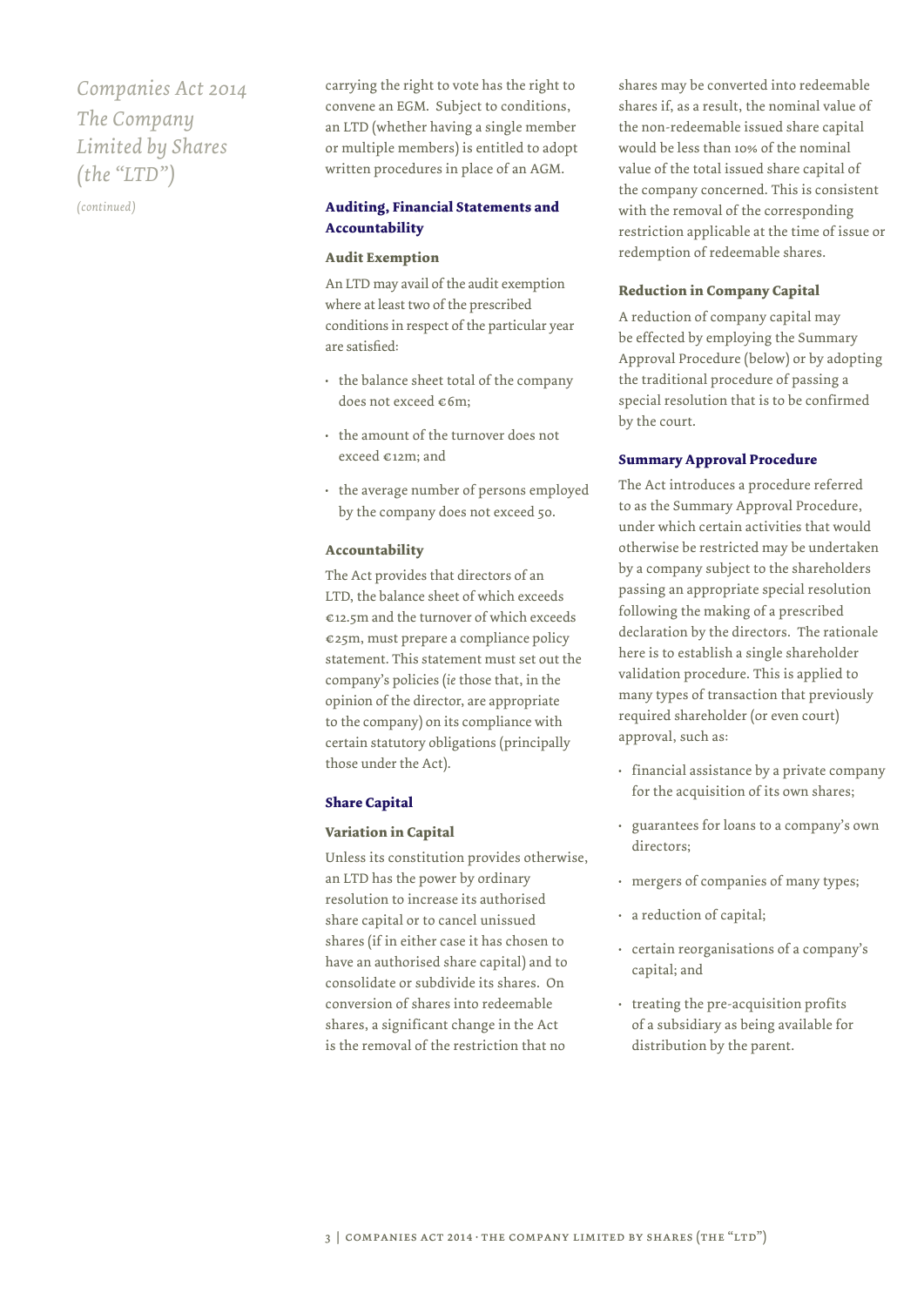*Companies Act 2014 The Company Limited by Shares (the "LTD")*

*(continued)*

carrying the right to vote has the right to convene an EGM. Subject to conditions, an LTD (whether having a single member or multiple members) is entitled to adopt written procedures in place of an AGM.

## Auditing, Financial Statements and Accountability

### Audit Exemption

An LTD may avail of the audit exemption where at least two of the prescribed conditions in respect of the particular year are satisfied:

- the balance sheet total of the company does not exceed €6m;
- the amount of the turnover does not exceed €12m; and
- the average number of persons employed by the company does not exceed 50.

### Accountability

The Act provides that directors of an LTD, the balance sheet of which exceeds €12.5m and the turnover of which exceeds €25m, must prepare a compliance policy statement. This statement must set out the company's policies (*ie* those that, in the opinion of the director, are appropriate to the company) on its compliance with certain statutory obligations (principally those under the Act).

## Share Capital

### Variation in Capital

Unless its constitution provides otherwise, an LTD has the power by ordinary resolution to increase its authorised share capital or to cancel unissued shares (if in either case it has chosen to have an authorised share capital) and to consolidate or subdivide its shares. On conversion of shares into redeemable shares, a significant change in the Act is the removal of the restriction that no shares may be converted into redeemable shares if, as a result, the nominal value of the non-redeemable issued share capital would be less than 10% of the nominal value of the total issued share capital of the company concerned. This is consistent with the removal of the corresponding restriction applicable at the time of issue or redemption of redeemable shares.

### Reduction in Company Capital

A reduction of company capital may be effected by employing the Summary Approval Procedure (below) or by adopting the traditional procedure of passing a special resolution that is to be confirmed by the court.

## Summary Approval Procedure

The Act introduces a procedure referred to as the Summary Approval Procedure, under which certain activities that would otherwise be restricted may be undertaken by a company subject to the shareholders passing an appropriate special resolution following the making of a prescribed declaration by the directors. The rationale here is to establish a single shareholder validation procedure. This is applied to many types of transaction that previously required shareholder (or even court) approval, such as:

- financial assistance by a private company for the acquisition of its own shares;
- guarantees for loans to a company's own directors;
- mergers of companies of many types;
- a reduction of capital;
- certain reorganisations of a company's capital; and
- treating the pre-acquisition profits of a subsidiary as being available for distribution by the parent.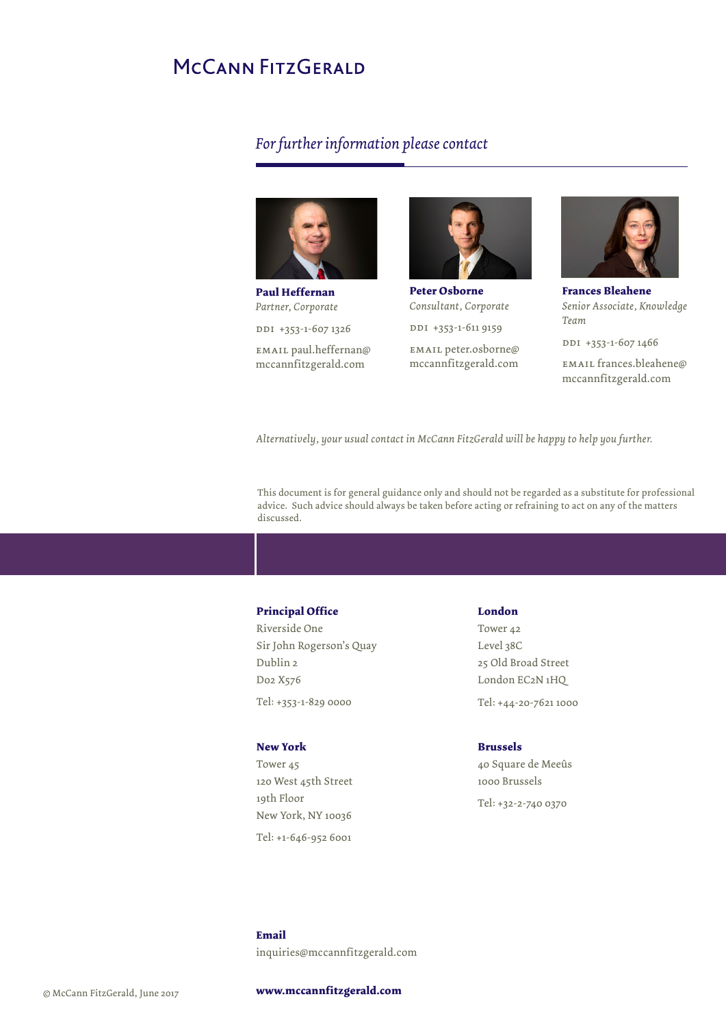McCann FitzGerald

*For further information please contact*

**Paul Heffernan**
*Partner, Corporate*

DDI +353-1-607 1326

EMAIL paul.heffernan@mccannfitzgerald.com

**Peter Osborne**
*Consultant, Corporate*

DDI +353-1-611 9159

EMAIL peter.osborne@mccannfitzgerald.com

**Frances Bleahene**
*Senior Associate, Knowledge Team*

DDI +353-1-607 1466

EMAIL frances.bleahene@mccannfitzgerald.com

*Alternatively, your usual contact in McCann FitzGerald will be happy to help you further.*

This document is for general guidance only and should not be regarded as a substitute for professional advice. Such advice should always be taken before acting or refraining to act on any of the matters discussed.

**Principal Office**
Riverside One
Sir John Rogerson's Quay
Dublin 2
D02 X576

Tel: +353-1-829 0000

**London**
Tower 42
Level 38C
25 Old Broad Street
London EC2N 1HQ

Tel: +44-20-7621 1000

**New York**
Tower 45
120 West 45th Street
19th Floor
New York, NY 10036

Tel: +1-646-952 6001

**Brussels**
40 Square de Meeûs
1000 Brussels

Tel: +32-2-740 0370

**Email**
inquiries@mccannfitzgerald.com

© McCann FitzGerald, June 2017

**www.mccannfitzgerald.com**